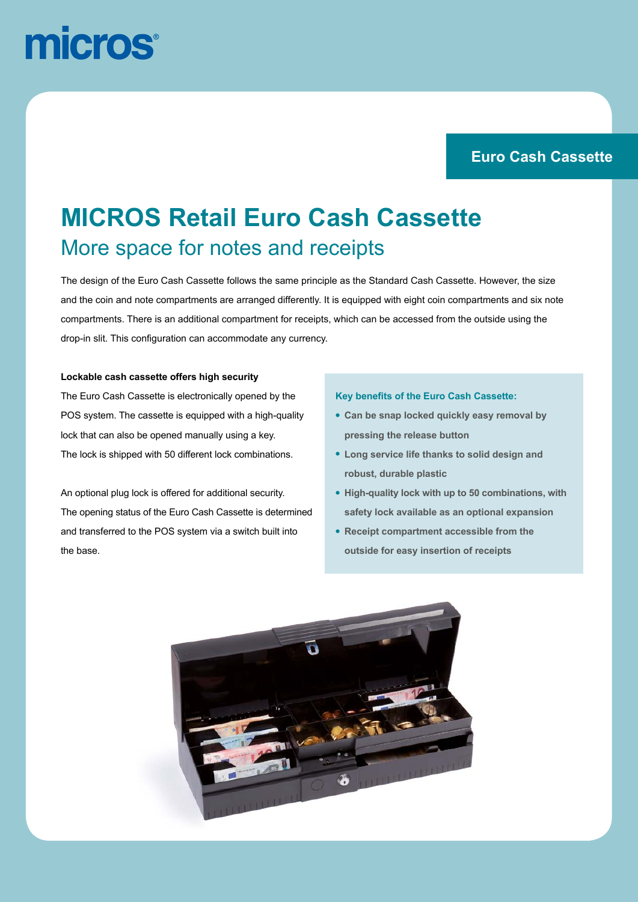micros®

Euro Cash Cassette

# MICROS Retail Euro Cash Cassette

## More space for notes and receipts

The design of the Euro Cash Cassette follows the same principle as the Standard Cash Cassette. However, the size and the coin and note compartments are arranged differently. It is equipped with eight coin compartments and six note compartments. There is an additional compartment for receipts, which can be accessed from the outside using the drop-in slit. This configuration can accommodate any currency.

**Lockable cash cassette offers high security**

The Euro Cash Cassette is electronically opened by the POS system. The cassette is equipped with a high-quality lock that can also be opened manually using a key. The lock is shipped with 50 different lock combinations.

An optional plug lock is offered for additional security. The opening status of the Euro Cash Cassette is determined and transferred to the POS system via a switch built into the base.

**Key benefits of the Euro Cash Cassette:**

- **Can be snap locked quickly easy removal by pressing the release button**
- **Long service life thanks to solid design and robust, durable plastic**
- **High-quality lock with up to 50 combinations, with safety lock available as an optional expansion**
- **Receipt compartment accessible from the outside for easy insertion of receipts**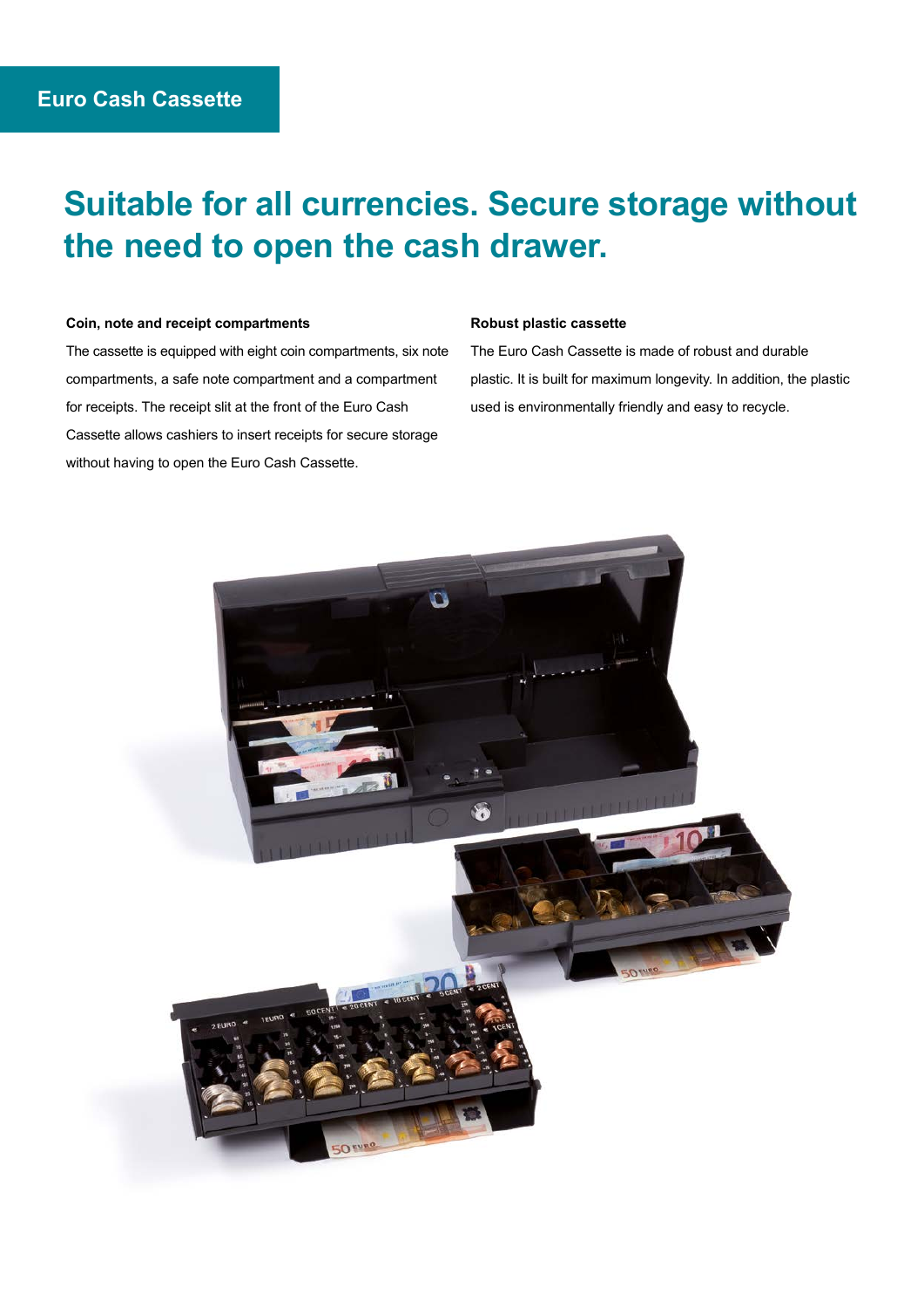## Euro Cash Cassette

# Suitable for all currencies. Secure storage without the need to open the cash drawer.

**Coin, note and receipt compartments**

The cassette is equipped with eight coin compartments, six note compartments, a safe note compartment and a compartment for receipts. The receipt slit at the front of the Euro Cash Cassette allows cashiers to insert receipts for secure storage without having to open the Euro Cash Cassette.

**Robust plastic cassette**

The Euro Cash Cassette is made of robust and durable plastic. It is built for maximum longevity. In addition, the plastic used is environmentally friendly and easy to recycle.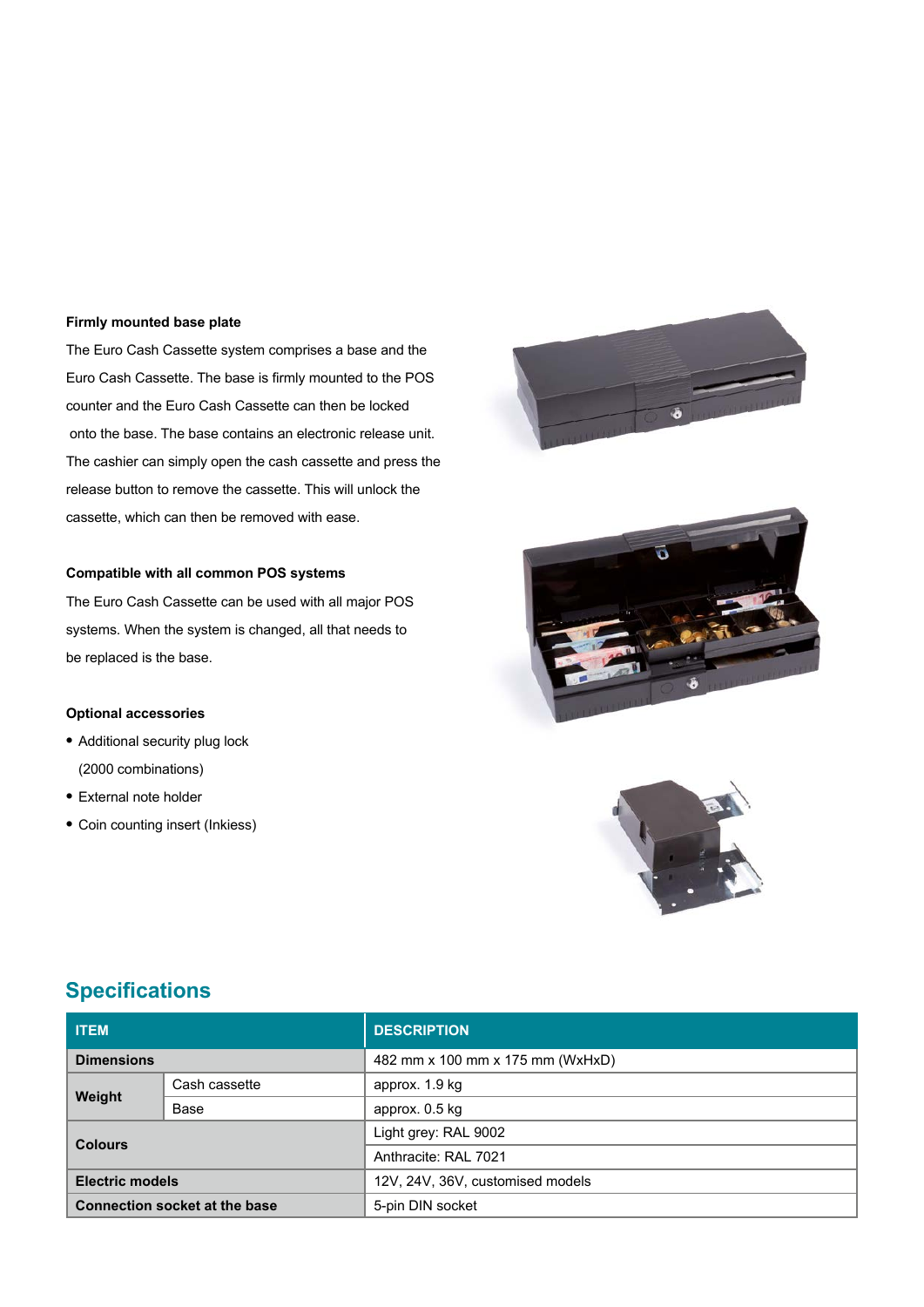**Firmly mounted base plate**

The Euro Cash Cassette system comprises a base and the Euro Cash Cassette. The base is firmly mounted to the POS counter and the Euro Cash Cassette can then be locked onto the base. The base contains an electronic release unit. The cashier can simply open the cash cassette and press the release button to remove the cassette. This will unlock the cassette, which can then be removed with ease.

**Compatible with all common POS systems**

The Euro Cash Cassette can be used with all major POS systems. When the system is changed, all that needs to be replaced is the base.

**Optional accessories**

- Additional security plug lock (2000 combinations)
- External note holder
- Coin counting insert (Inkiess)

## Specifications

| ITEM | | DESCRIPTION |
|---|---|---|
| **Dimensions** | | 482 mm x 100 mm x 175 mm (WxHxD) |
| **Weight** | Cash cassette | approx. 1.9 kg |
| | Base | approx. 0.5 kg |
| **Colours** | | Light grey: RAL 9002 |
| | | Anthracite: RAL 7021 |
| **Electric models** | | 12V, 24V, 36V, customised models |
| **Connection socket at the base** | | 5-pin DIN socket |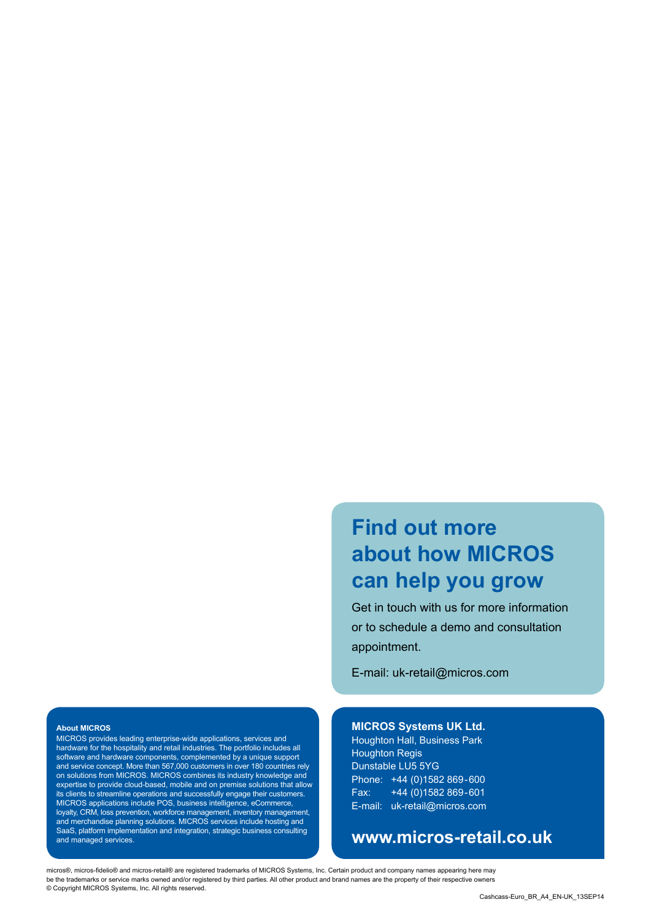## Find out more about how MICROS can help you grow

Get in touch with us for more information or to schedule a demo and consultation appointment.

E-mail: uk-retail@micros.com

**About MICROS**

MICROS provides leading enterprise-wide applications, services and hardware for the hospitality and retail industries. The portfolio includes all software and hardware components, complemented by a unique support and service concept. More than 567,000 customers in over 180 countries rely on solutions from MICROS. MICROS combines its industry knowledge and expertise to provide cloud-based, mobile and on premise solutions that allow its clients to streamline operations and successfully engage their customers. MICROS applications include POS, business intelligence, eCommerce, loyalty, CRM, loss prevention, workforce management, inventory management, and merchandise planning solutions. MICROS services include hosting and SaaS, platform implementation and integration, strategic business consulting and managed services.

**MICROS Systems UK Ltd.**
Houghton Hall, Business Park
Houghton Regis
Dunstable LU5 5YG
Phone: +44 (0)1582 869-600
Fax: +44 (0)1582 869-601
E-mail: uk-retail@micros.com

**www.micros-retail.co.uk**

micros®, micros-fidelio® and micros-retail® are registered trademarks of MICROS Systems, Inc. Certain product and company names appearing here may be the trademarks or service marks owned and/or registered by third parties. All other product and brand names are the property of their respective owners
© Copyright MICROS Systems, Inc. All rights reserved.

Cashcass-Euro_BR_A4_EN-UK_13SEP14